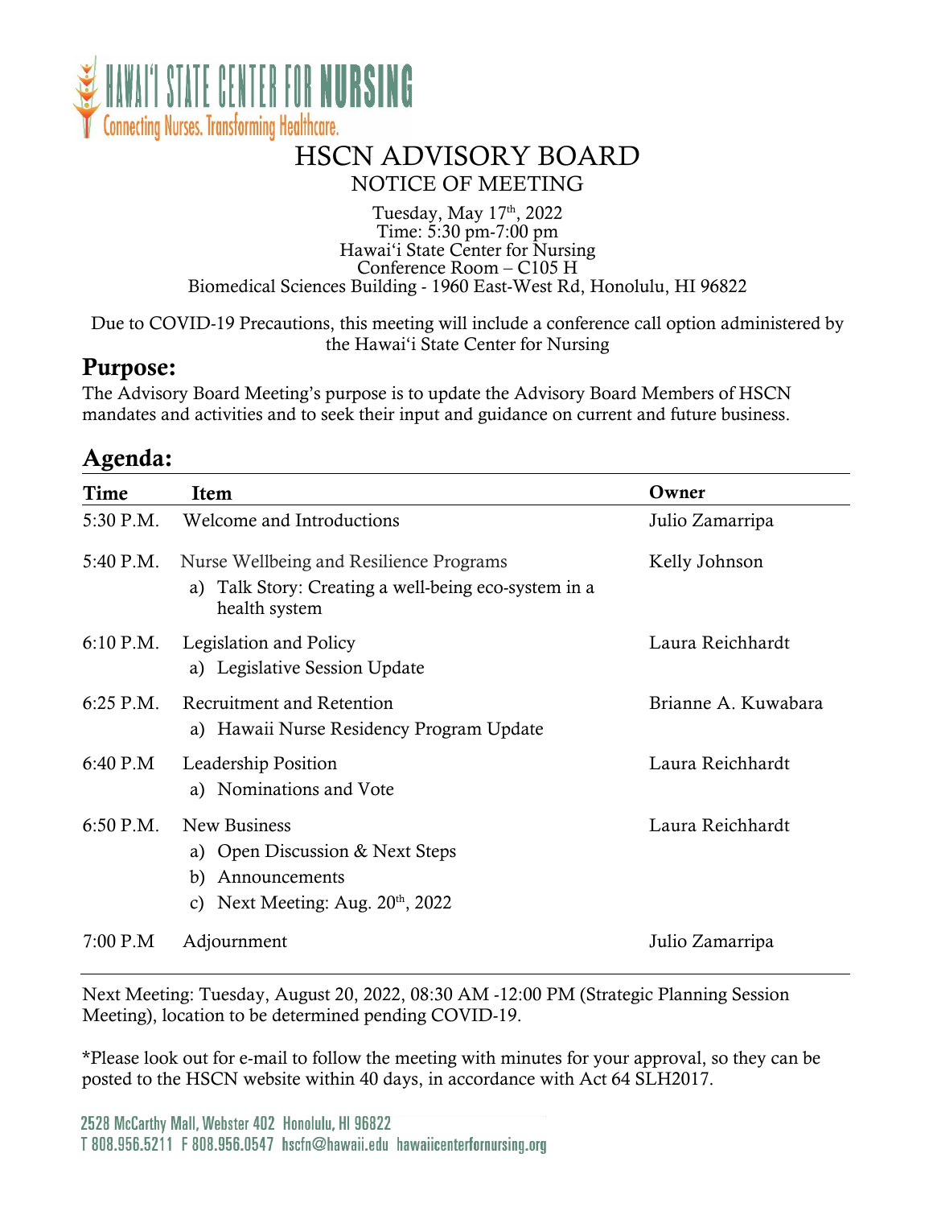HAWAIʻI STATE CENTER FOR NURSING
Connecting Nurses. Transforming Healthcare.

# HSCN ADVISORY BOARD

## NOTICE OF MEETING

Tuesday, May 17th, 2022
Time: 5:30 pm-7:00 pm
Hawaiʻi State Center for Nursing
Conference Room – C105 H
Biomedical Sciences Building - 1960 East-West Rd, Honolulu, HI 96822

Due to COVID-19 Precautions, this meeting will include a conference call option administered by the Hawaiʻi State Center for Nursing

## Purpose:

The Advisory Board Meeting's purpose is to update the Advisory Board Members of HSCN mandates and activities and to seek their input and guidance on current and future business.

## Agenda:

| Time | Item | Owner |
|---|---|---|
| 5:30 P.M. | Welcome and Introductions | Julio Zamarripa |
| 5:40 P.M. | Nurse Wellbeing and Resilience Programs<br>a) Talk Story: Creating a well-being eco-system in a health system | Kelly Johnson |
| 6:10 P.M. | Legislation and Policy<br>a) Legislative Session Update | Laura Reichhardt |
| 6:25 P.M. | Recruitment and Retention<br>a) Hawaii Nurse Residency Program Update | Brianne A. Kuwabara |
| 6:40 P.M | Leadership Position<br>a) Nominations and Vote | Laura Reichhardt |
| 6:50 P.M. | New Business<br>a) Open Discussion & Next Steps<br>b) Announcements<br>c) Next Meeting: Aug. 20th, 2022 | Laura Reichhardt |
| 7:00 P.M | Adjournment | Julio Zamarripa |

Next Meeting: Tuesday, August 20, 2022, 08:30 AM -12:00 PM (Strategic Planning Session Meeting), location to be determined pending COVID-19.

*Please look out for e-mail to follow the meeting with minutes for your approval, so they can be posted to the HSCN website within 40 days, in accordance with Act 64 SLH2017.

2528 McCarthy Mall, Webster 402 Honolulu, HI 96822
T 808.956.5211 F 808.956.0547 hscfn@hawaii.edu hawaiicenterfornursing.org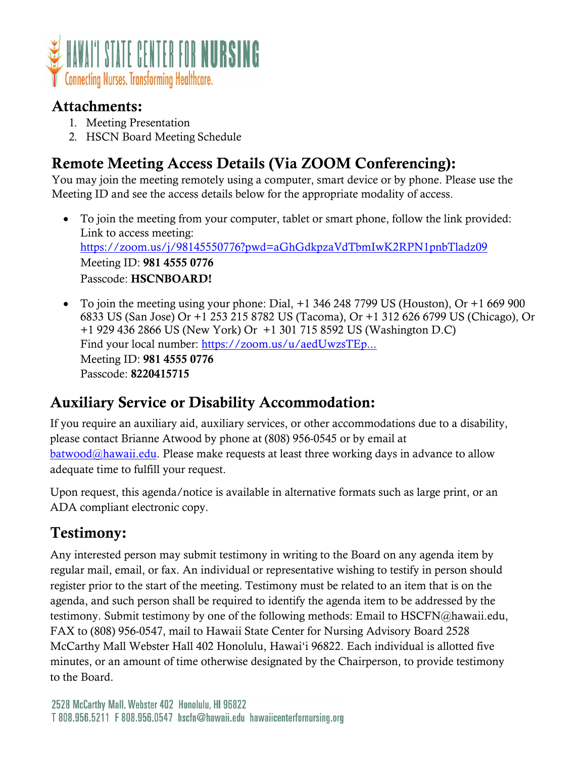## Attachments:

1. Meeting Presentation
2. HSCN Board Meeting Schedule

## Remote Meeting Access Details (Via ZOOM Conferencing):

You may join the meeting remotely using a computer, smart device or by phone. Please use the Meeting ID and see the access details below for the appropriate modality of access.

- To join the meeting from your computer, tablet or smart phone, follow the link provided: Link to access meeting: https://zoom.us/j/98145550776?pwd=aGhGdkpzaVdTbmIwK2RPN1pnbTladz09
  Meeting ID: **981 4555 0776**
  Passcode: **HSCNBOARD!**

- To join the meeting using your phone: Dial, +1 346 248 7799 US (Houston), Or +1 669 900 6833 US (San Jose) Or +1 253 215 8782 US (Tacoma), Or +1 312 626 6799 US (Chicago), Or +1 929 436 2866 US (New York) Or +1 301 715 8592 US (Washington D.C)
  Find your local number: https://zoom.us/u/aedUwzsTEp...
  Meeting ID: **981 4555 0776**
  Passcode: **8220415715**

## Auxiliary Service or Disability Accommodation:

If you require an auxiliary aid, auxiliary services, or other accommodations due to a disability, please contact Brianne Atwood by phone at (808) 956-0545 or by email at batwood@hawaii.edu. Please make requests at least three working days in advance to allow adequate time to fulfill your request.

Upon request, this agenda/notice is available in alternative formats such as large print, or an ADA compliant electronic copy.

## Testimony:

Any interested person may submit testimony in writing to the Board on any agenda item by regular mail, email, or fax. An individual or representative wishing to testify in person should register prior to the start of the meeting. Testimony must be related to an item that is on the agenda, and such person shall be required to identify the agenda item to be addressed by the testimony. Submit testimony by one of the following methods: Email to HSCFN@hawaii.edu, FAX to (808) 956-0547, mail to Hawaii State Center for Nursing Advisory Board 2528 McCarthy Mall Webster Hall 402 Honolulu, Hawaiʻi 96822. Each individual is allotted five minutes, or an amount of time otherwise designated by the Chairperson, to provide testimony to the Board.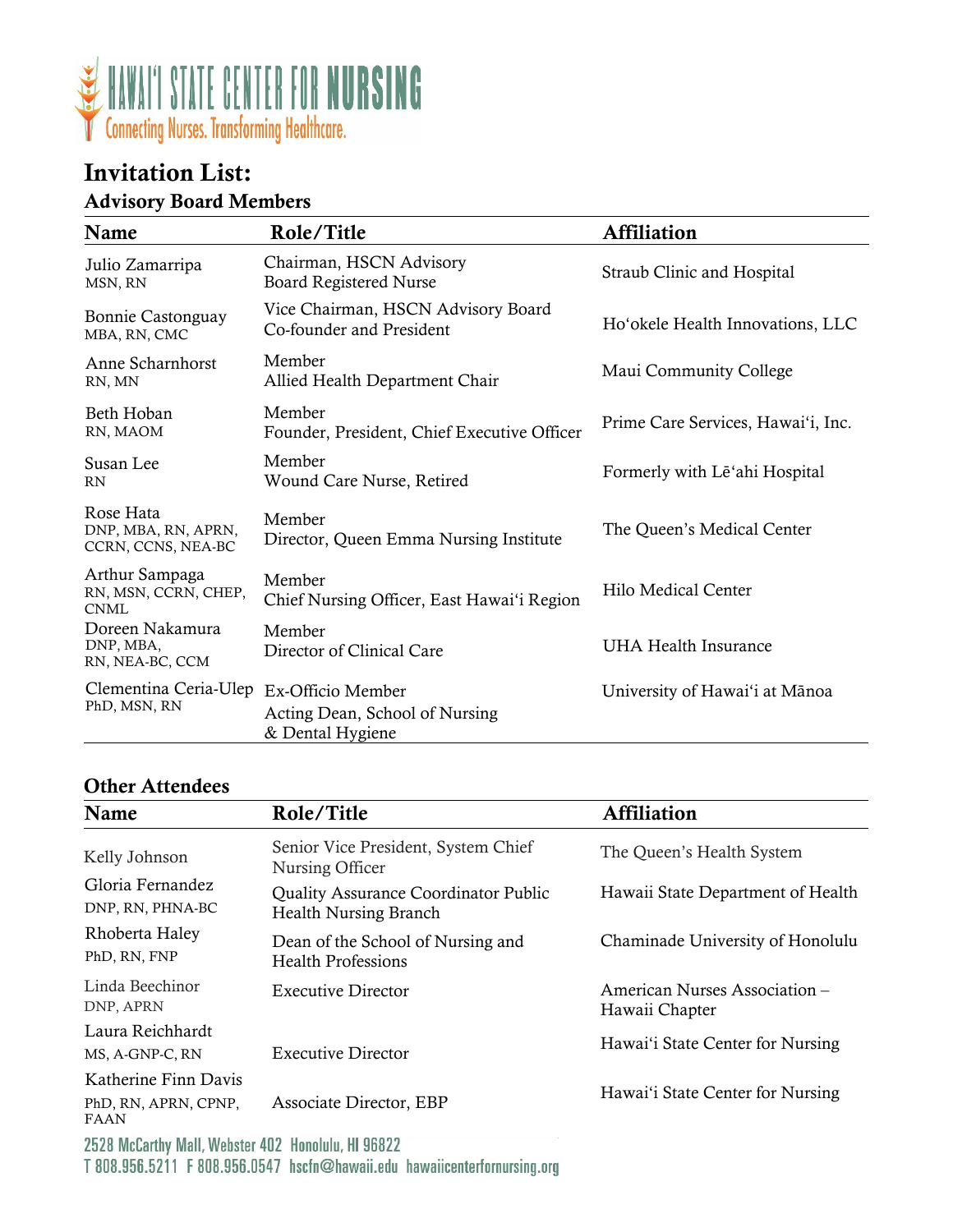# Invitation List:

## Advisory Board Members

| Name | Role/Title | Affiliation |
|---|---|---|
| Julio Zamarripa MSN, RN | Chairman, HSCN Advisory Board Registered Nurse | Straub Clinic and Hospital |
| Bonnie Castonguay MBA, RN, CMC | Vice Chairman, HSCN Advisory Board Co-founder and President | Hoʻokele Health Innovations, LLC |
| Anne Scharnhorst RN, MN | Member Allied Health Department Chair | Maui Community College |
| Beth Hoban RN, MAOM | Member Founder, President, Chief Executive Officer | Prime Care Services, Hawaiʻi, Inc. |
| Susan Lee RN | Member Wound Care Nurse, Retired | Formerly with Lēʻahi Hospital |
| Rose Hata DNP, MBA, RN, APRN, CCRN, CCNS, NEA-BC | Member Director, Queen Emma Nursing Institute | The Queen's Medical Center |
| Arthur Sampaga RN, MSN, CCRN, CHEP, CNML | Member Chief Nursing Officer, East Hawaiʻi Region | Hilo Medical Center |
| Doreen Nakamura DNP, MBA, RN, NEA-BC, CCM | Member Director of Clinical Care | UHA Health Insurance |
| Clementina Ceria-Ulep PhD, MSN, RN | Ex-Officio Member Acting Dean, School of Nursing & Dental Hygiene | University of Hawaiʻi at Mānoa |

## Other Attendees

| Name | Role/Title | Affiliation |
|---|---|---|
| Kelly Johnson | Senior Vice President, System Chief Nursing Officer | The Queen's Health System |
| Gloria Fernandez DNP, RN, PHNA-BC | Quality Assurance Coordinator Public Health Nursing Branch | Hawaii State Department of Health |
| Rhoberta Haley PhD, RN, FNP | Dean of the School of Nursing and Health Professions | Chaminade University of Honolulu |
| Linda Beechinor DNP, APRN | Executive Director | American Nurses Association – Hawaii Chapter |
| Laura Reichhardt MS, A-GNP-C, RN | Executive Director | Hawaiʻi State Center for Nursing |
| Katherine Finn Davis PhD, RN, APRN, CPNP, FAAN | Associate Director, EBP | Hawaiʻi State Center for Nursing |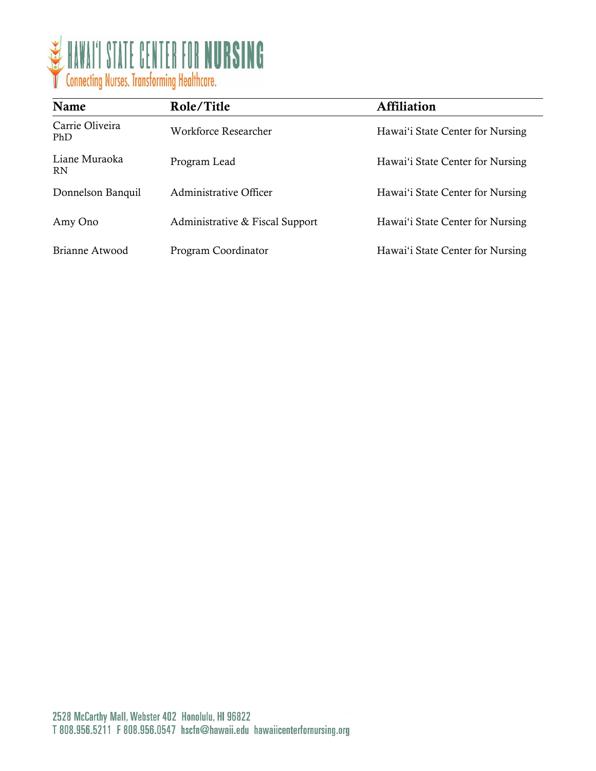| Name | Role/Title | Affiliation |
|---|---|---|
| Carrie Oliveira PhD | Workforce Researcher | Hawai'i State Center for Nursing |
| Liane Muraoka RN | Program Lead | Hawai'i State Center for Nursing |
| Donnelson Banquil | Administrative Officer | Hawai'i State Center for Nursing |
| Amy Ono | Administrative & Fiscal Support | Hawai'i State Center for Nursing |
| Brianne Atwood | Program Coordinator | Hawai'i State Center for Nursing |